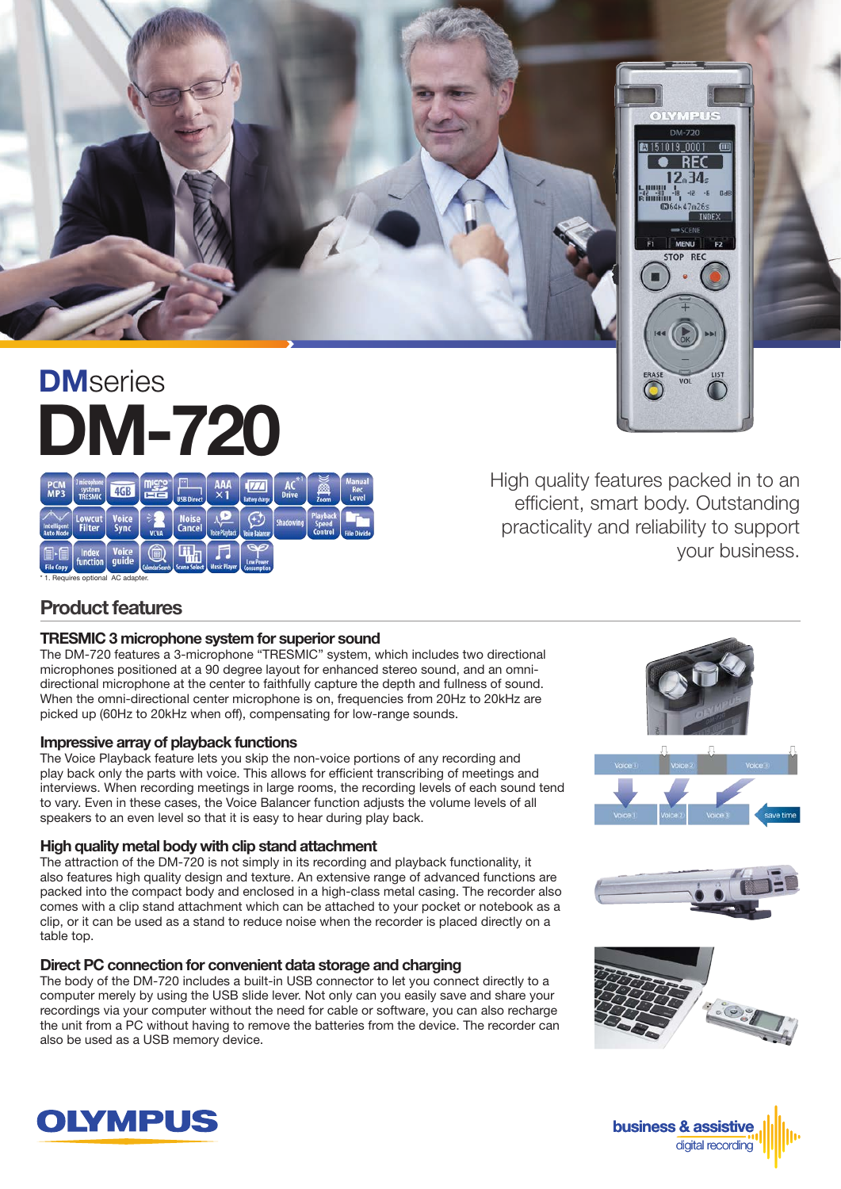# DMseries

# DM-720

PCM MP3 | 3 microphone system TRESMIC | 4GB | microSD HC | USB Direct | AAA ×1 | Battery charge | AC Drive | Zoom | Manual Rec Level | Intelligent Auto Mode | Lowcut Filter | Voice Sync | VCVA | Noise Cancel | Voice Playback | Voice Balancer | Shadowing | Playback Speed Control | File Divide | File Copy | Index function | Voice guide | CalendarSearch | Scene Select | Music Player | Low Power Consumption

* 1. Requires optional AC adapter.

High quality features packed in to an efficient, smart body. Outstanding practicality and reliability to support your business.

## Product features

### TRESMIC 3 microphone system for superior sound

The DM-720 features a 3-microphone "TRESMIC" system, which includes two directional microphones positioned at a 90 degree layout for enhanced stereo sound, and an omni-directional microphone at the center to faithfully capture the depth and fullness of sound. When the omni-directional center microphone is on, frequencies from 20Hz to 20kHz are picked up (60Hz to 20kHz when off), compensating for low-range sounds.

### Impressive array of playback functions

The Voice Playback feature lets you skip the non-voice portions of any recording and play back only the parts with voice. This allows for efficient transcribing of meetings and interviews. When recording meetings in large rooms, the recording levels of each sound tend to vary. Even in these cases, the Voice Balancer function adjusts the volume levels of all speakers to an even level so that it is easy to hear during play back.

### High quality metal body with clip stand attachment

The attraction of the DM-720 is not simply in its recording and playback functionality, it also features high quality design and texture. An extensive range of advanced functions are packed into the compact body and enclosed in a high-class metal casing. The recorder also comes with a clip stand attachment which can be attached to your pocket or notebook as a clip, or it can be used as a stand to reduce noise when the recorder is placed directly on a table top.

### Direct PC connection for convenient data storage and charging

The body of the DM-720 includes a built-in USB connector to let you connect directly to a computer merely by using the USB slide lever. Not only can you easily save and share your recordings via your computer without the need for cable or software, you can also recharge the unit from a PC without having to remove the batteries from the device. The recorder can also be used as a USB memory device.

OLYMPUS

business & assistive digital recording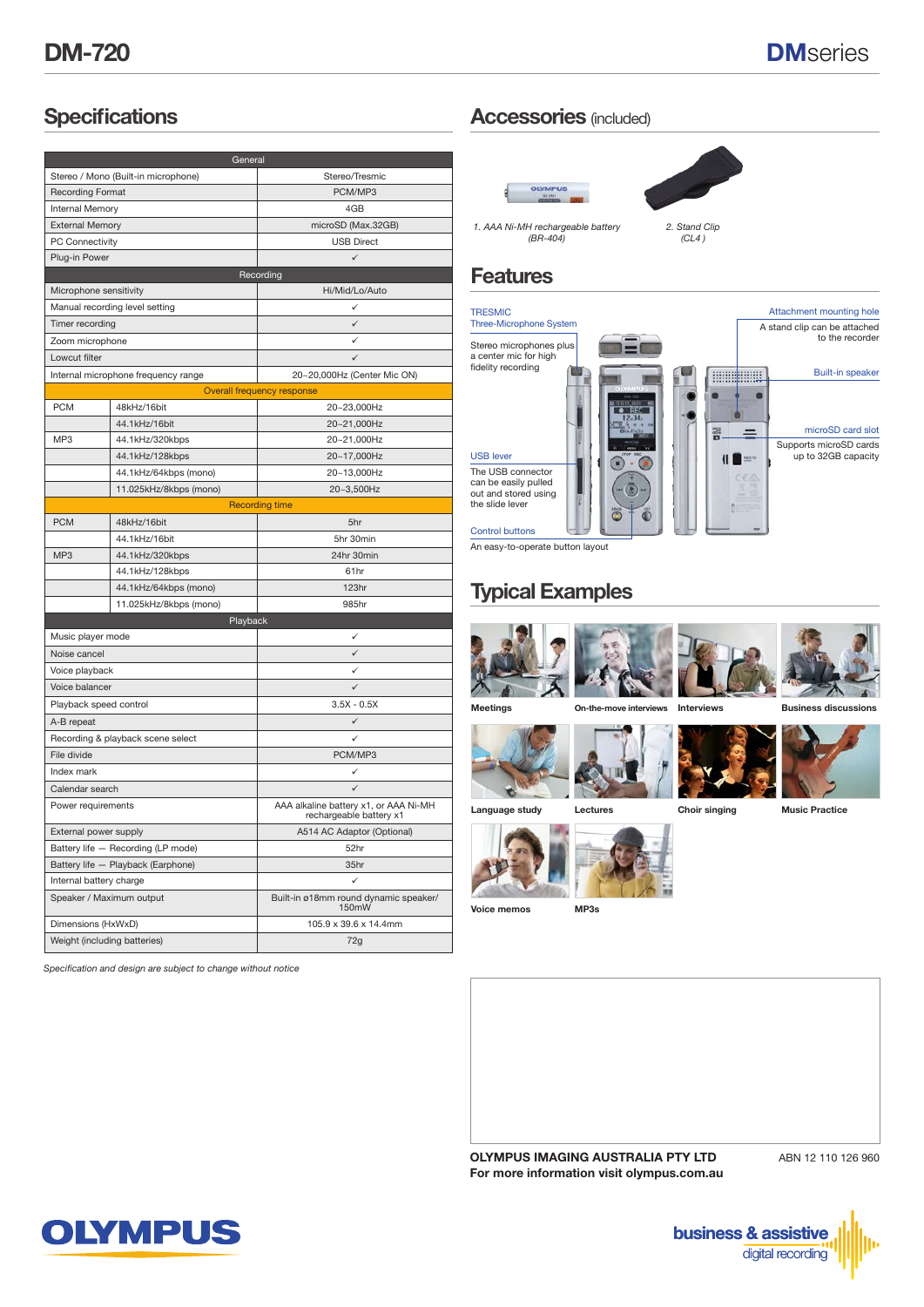# DM-720

**DM**series

## Specifications

| | | |
|---|---|---|
| **General** | | |
| Stereo / Mono (Built-in microphone) | | Stereo/Tresmic |
| Recording Format | | PCM/MP3 |
| Internal Memory | | 4GB |
| External Memory | | microSD (Max.32GB) |
| PC Connectivity | | USB Direct |
| Plug-in Power | | ✓ |
| **Recording** | | |
| Microphone sensitivity | | Hi/Mid/Lo/Auto |
| Manual recording level setting | | ✓ |
| Timer recording | | ✓ |
| Zoom microphone | | ✓ |
| Lowcut filter | | ✓ |
| Internal microphone frequency range | | 20~20,000Hz (Center Mic ON) |
| **Overall frequency response** | | |
| PCM | 48kHz/16bit | 20~23,000Hz |
| | 44.1kHz/16bit | 20~21,000Hz |
| MP3 | 44.1kHz/320kbps | 20~21,000Hz |
| | 44.1kHz/128kbps | 20~17,000Hz |
| | 44.1kHz/64kbps (mono) | 20~13,000Hz |
| | 11.025kHz/8kbps (mono) | 20~3,500Hz |
| **Recording time** | | |
| PCM | 48kHz/16bit | 5hr |
| | 44.1kHz/16bit | 5hr 30min |
| MP3 | 44.1kHz/320kbps | 24hr 30min |
| | 44.1kHz/128kbps | 61hr |
| | 44.1kHz/64kbps (mono) | 123hr |
| | 11.025kHz/8kbps (mono) | 985hr |
| **Playback** | | |
| Music player mode | | ✓ |
| Noise cancel | | ✓ |
| Voice playback | | ✓ |
| Voice balancer | | ✓ |
| Playback speed control | | 3.5X - 0.5X |
| A-B repeat | | ✓ |
| Recording & playback scene select | | ✓ |
| File divide | | PCM/MP3 |
| Index mark | | ✓ |
| Calendar search | | ✓ |
| Power requirements | | AAA alkaline battery x1, or AAA Ni-MH rechargeable battery x1 |
| External power supply | | A514 AC Adaptor (Optional) |
| Battery life — Recording (LP mode) | | 52hr |
| Battery life — Playback (Earphone) | | 35hr |
| Internal battery charge | | ✓ |
| Speaker / Maximum output | | Built-in ø18mm round dynamic speaker/ 150mW |
| Dimensions (HxWxD) | | 105.9 x 39.6 x 14.4mm |
| Weight (including batteries) | | 72g |

*Specification and design are subject to change without notice*

## Accessories (included)

*1. AAA Ni-MH rechargeable battery (BR-404)*

*2. Stand Clip (CL4 )*

## Features

TRESMIC Three-Microphone System
Stereo microphones plus a center mic for high fidelity recording

USB lever
The USB connector can be easily pulled out and stored using the slide lever

Control buttons
An easy-to-operate button layout

Attachment mounting hole
A stand clip can be attached to the recorder

Built-in speaker

microSD card slot
Supports microSD cards up to 32GB capacity

## Typical Examples

**Meetings** **On-the-move interviews** **Interviews** **Business discussions**

**Language study** **Lectures** **Choir singing** **Music Practice**

**Voice memos** **MP3s**

**OLYMPUS IMAGING AUSTRALIA PTY LTD** ABN 12 110 126 960
**For more information visit olympus.com.au**

OLYMPUS

business & assistive digital recording